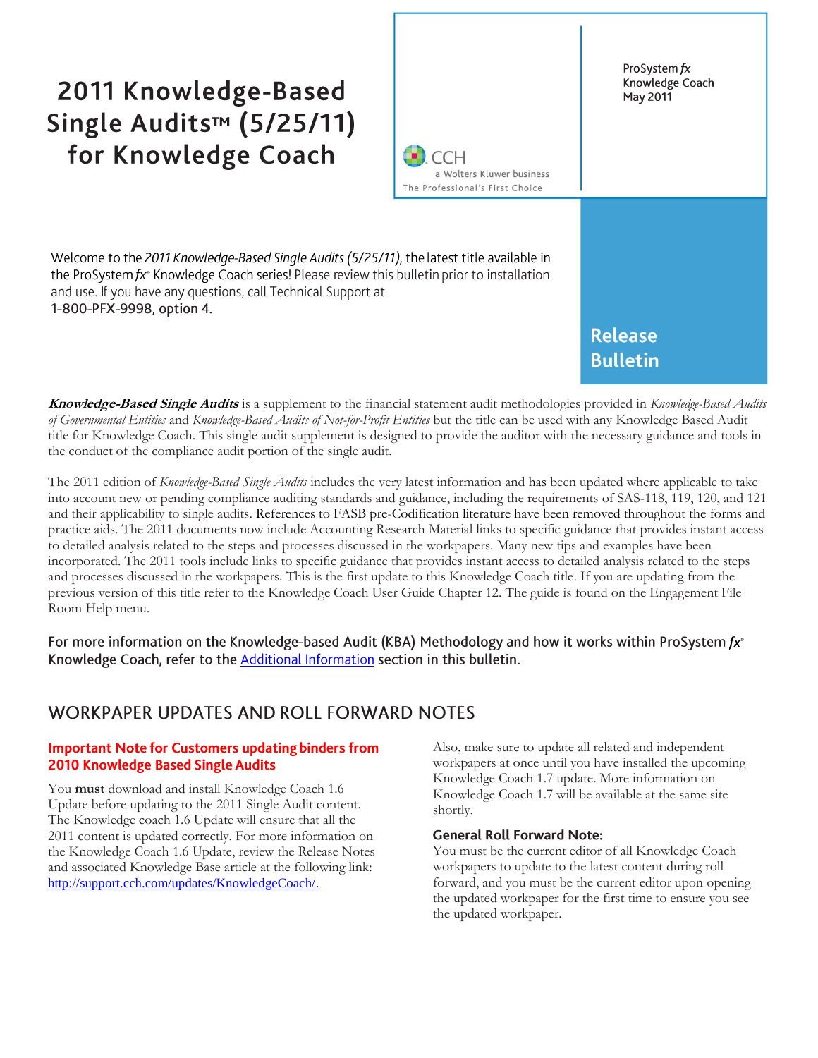# 2011 Knowledge-Based Single Audits™ (5/25/11) for Knowledge Coach

CCH
a Wolters Kluwer business
The Professional's First Choice

ProSystem *fx*
Knowledge Coach
May 2011

**Release Bulletin**

Welcome to the *2011 Knowledge-Based Single Audits (5/25/11)*, the latest title available in the ProSystem *fx*® Knowledge Coach series! Please review this bulletin prior to installation and use. If you have any questions, call Technical Support at 1-800-PFX-9998, option 4.

***Knowledge-Based Single Audits*** is a supplement to the financial statement audit methodologies provided in *Knowledge-Based Audits of Governmental Entities* and *Knowledge-Based Audits of Not-for-Profit Entities* but the title can be used with any Knowledge Based Audit title for Knowledge Coach. This single audit supplement is designed to provide the auditor with the necessary guidance and tools in the conduct of the compliance audit portion of the single audit.

The 2011 edition of *Knowledge-Based Single Audits* includes the very latest information and has been updated where applicable to take into account new or pending compliance auditing standards and guidance, including the requirements of SAS-118, 119, 120, and 121 and their applicability to single audits. References to FASB pre-Codification literature have been removed throughout the forms and practice aids. The 2011 documents now include Accounting Research Material links to specific guidance that provides instant access to detailed analysis related to the steps and processes discussed in the workpapers. Many new tips and examples have been incorporated. The 2011 tools include links to specific guidance that provides instant access to detailed analysis related to the steps and processes discussed in the workpapers. This is the first update to this Knowledge Coach title. If you are updating from the previous version of this title refer to the Knowledge Coach User Guide Chapter 12. The guide is found on the Engagement File Room Help menu.

For more information on the Knowledge-based Audit (KBA) Methodology and how it works within ProSystem *fx*® Knowledge Coach, refer to the Additional Information section in this bulletin.

## WORKPAPER UPDATES AND ROLL FORWARD NOTES

### Important Note for Customers updating binders from 2010 Knowledge Based Single Audits

You **must** download and install Knowledge Coach 1.6 Update before updating to the 2011 Single Audit content. The Knowledge coach 1.6 Update will ensure that all the 2011 content is updated correctly. For more information on the Knowledge Coach 1.6 Update, review the Release Notes and associated Knowledge Base article at the following link: http://support.cch.com/updates/KnowledgeCoach/.

Also, make sure to update all related and independent workpapers at once until you have installed the upcoming Knowledge Coach 1.7 update. More information on Knowledge Coach 1.7 will be available at the same site shortly.

### General Roll Forward Note:

You must be the current editor of all Knowledge Coach workpapers to update to the latest content during roll forward, and you must be the current editor upon opening the updated workpaper for the first time to ensure you see the updated workpaper.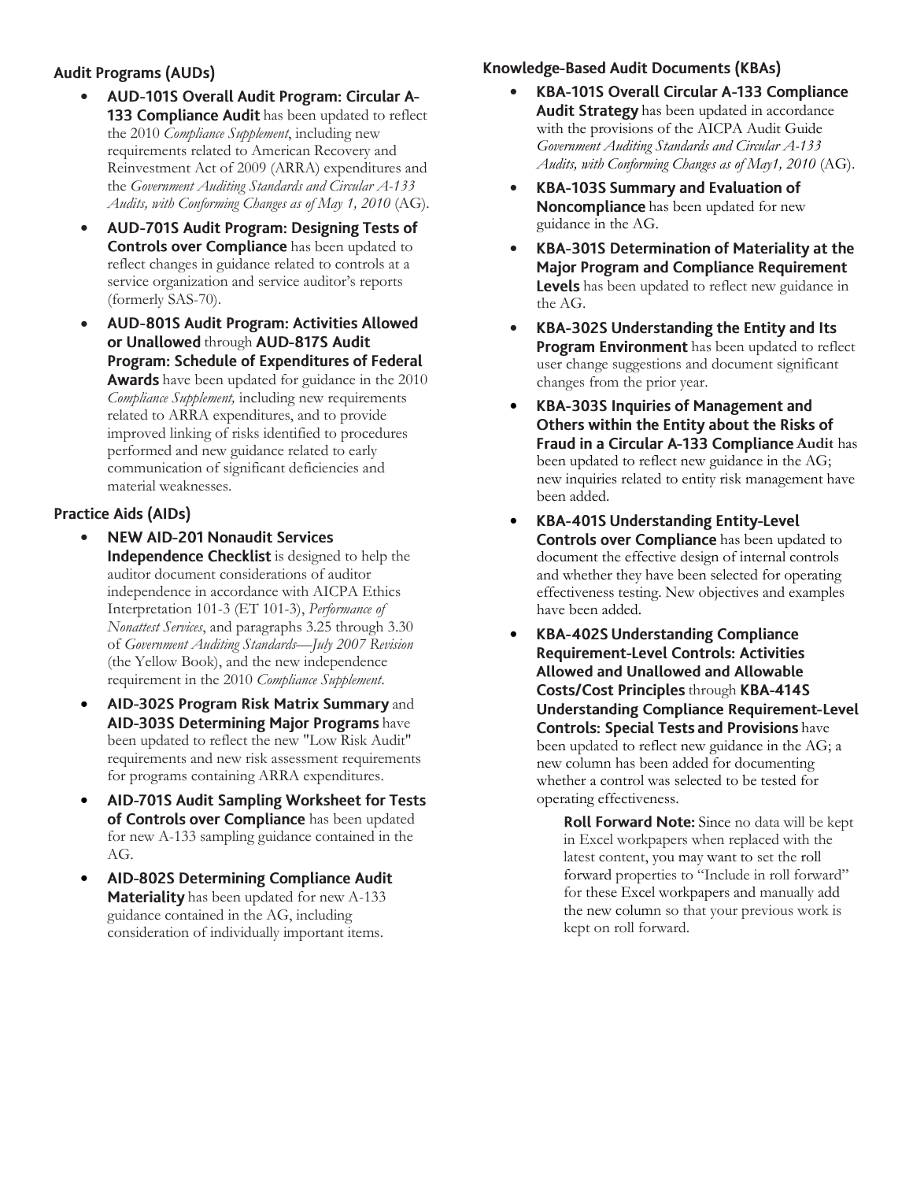## Audit Programs (AUDs)

- **AUD-101S Overall Audit Program: Circular A-133 Compliance Audit** has been updated to reflect the 2010 *Compliance Supplement*, including new requirements related to American Recovery and Reinvestment Act of 2009 (ARRA) expenditures and the *Government Auditing Standards and Circular A-133 Audits, with Conforming Changes as of May 1, 2010* (AG).
- **AUD-701S Audit Program: Designing Tests of Controls over Compliance** has been updated to reflect changes in guidance related to controls at a service organization and service auditor's reports (formerly SAS-70).
- **AUD-801S Audit Program: Activities Allowed or Unallowed** through **AUD-817S Audit Program: Schedule of Expenditures of Federal Awards** have been updated for guidance in the 2010 *Compliance Supplement,* including new requirements related to ARRA expenditures, and to provide improved linking of risks identified to procedures performed and new guidance related to early communication of significant deficiencies and material weaknesses.

## Practice Aids (AIDs)

- **NEW AID-201 Nonaudit Services Independence Checklist** is designed to help the auditor document considerations of auditor independence in accordance with AICPA Ethics Interpretation 101-3 (ET 101-3), *Performance of Nonattest Services*, and paragraphs 3.25 through 3.30 of *Government Auditing Standards—July 2007 Revision* (the Yellow Book), and the new independence requirement in the 2010 *Compliance Supplement*.
- **AID-302S Program Risk Matrix Summary** and **AID-303S Determining Major Programs** have been updated to reflect the new "Low Risk Audit" requirements and new risk assessment requirements for programs containing ARRA expenditures.
- **AID-701S Audit Sampling Worksheet for Tests of Controls over Compliance** has been updated for new A-133 sampling guidance contained in the AG.
- **AID-802S Determining Compliance Audit Materiality** has been updated for new A-133 guidance contained in the AG, including consideration of individually important items.

## Knowledge-Based Audit Documents (KBAs)

- **KBA-101S Overall Circular A-133 Compliance Audit Strategy** has been updated in accordance with the provisions of the AICPA Audit Guide *Government Auditing Standards and Circular A-133 Audits, with Conforming Changes as of May1, 2010* (AG).
- **KBA-103S Summary and Evaluation of Noncompliance** has been updated for new guidance in the AG.
- **KBA-301S Determination of Materiality at the Major Program and Compliance Requirement Levels** has been updated to reflect new guidance in the AG.
- **KBA-302S Understanding the Entity and Its Program Environment** has been updated to reflect user change suggestions and document significant changes from the prior year.
- **KBA-303S Inquiries of Management and Others within the Entity about the Risks of Fraud in a Circular A-133 Compliance Audit** has been updated to reflect new guidance in the AG; new inquiries related to entity risk management have been added.
- **KBA-401S Understanding Entity-Level Controls over Compliance** has been updated to document the effective design of internal controls and whether they have been selected for operating effectiveness testing. New objectives and examples have been added.
- **KBA-402S Understanding Compliance Requirement-Level Controls: Activities Allowed and Unallowed and Allowable Costs/Cost Principles** through **KBA-414S Understanding Compliance Requirement-Level Controls: Special Tests and Provisions** have been updated to reflect new guidance in the AG; a new column has been added for documenting whether a control was selected to be tested for operating effectiveness.

  **Roll Forward Note:** Since no data will be kept in Excel workpapers when replaced with the latest content, you may want to set the roll forward properties to "Include in roll forward" for these Excel workpapers and manually add the new column so that your previous work is kept on roll forward.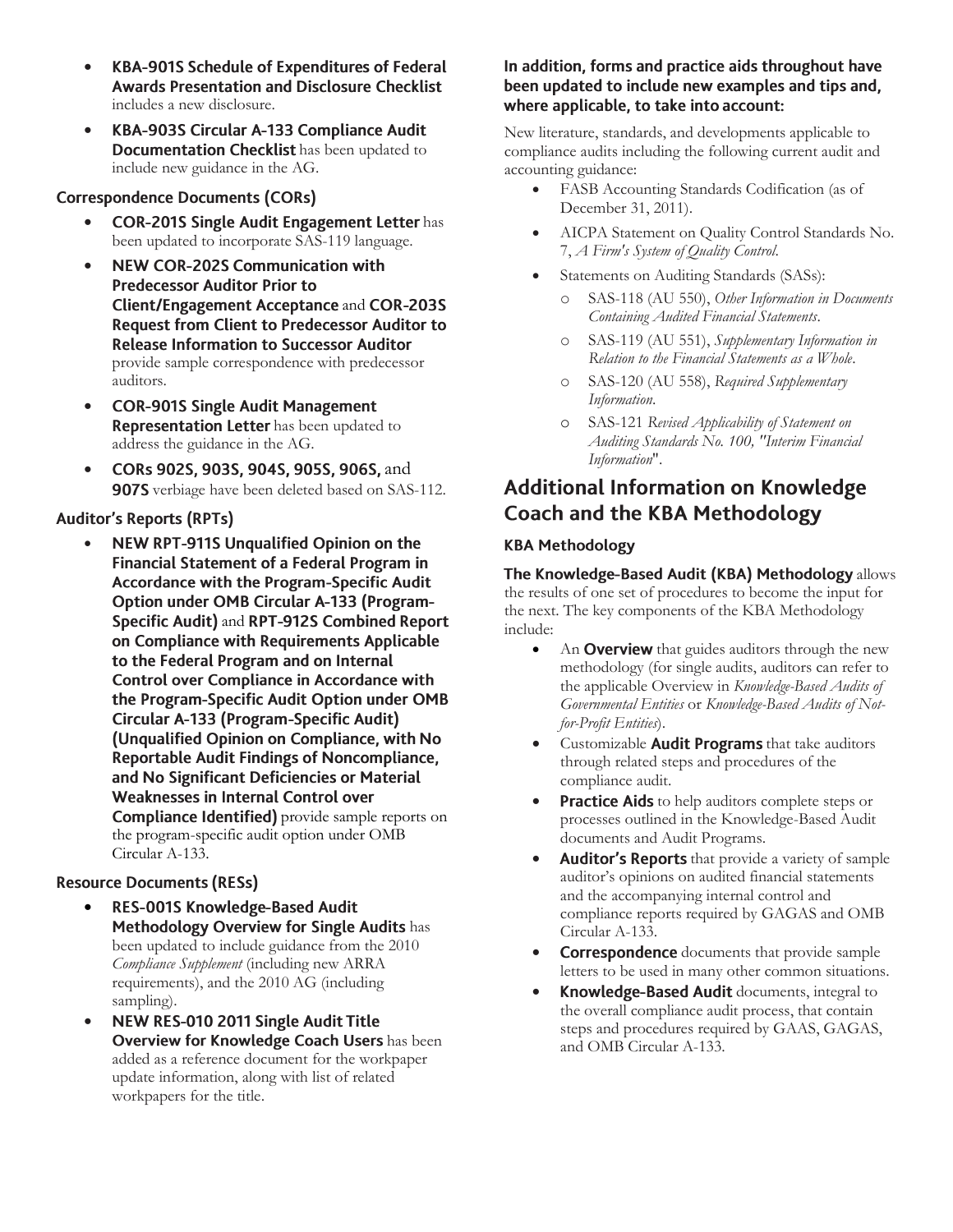- **KBA-901S Schedule of Expenditures of Federal Awards Presentation and Disclosure Checklist** includes a new disclosure.
- **KBA-903S Circular A-133 Compliance Audit Documentation Checklist** has been updated to include new guidance in the AG.

### Correspondence Documents (CORs)

- **COR-201S Single Audit Engagement Letter** has been updated to incorporate SAS-119 language.
- **NEW COR-202S Communication with Predecessor Auditor Prior to Client/Engagement Acceptance** and **COR-203S Request from Client to Predecessor Auditor to Release Information to Successor Auditor** provide sample correspondence with predecessor auditors.
- **COR-901S Single Audit Management Representation Letter** has been updated to address the guidance in the AG.
- **CORs 902S, 903S, 904S, 905S, 906S,** and **907S** verbiage have been deleted based on SAS-112.

### Auditor's Reports (RPTs)

- **NEW RPT-911S Unqualified Opinion on the Financial Statement of a Federal Program in Accordance with the Program-Specific Audit Option under OMB Circular A-133 (Program-Specific Audit)** and **RPT-912S Combined Report on Compliance with Requirements Applicable to the Federal Program and on Internal Control over Compliance in Accordance with the Program-Specific Audit Option under OMB Circular A-133 (Program-Specific Audit) (Unqualified Opinion on Compliance, with No Reportable Audit Findings of Noncompliance, and No Significant Deficiencies or Material Weaknesses in Internal Control over Compliance Identified)** provide sample reports on the program-specific audit option under OMB Circular A-133.

### Resource Documents (RESs)

- **RES-001S Knowledge-Based Audit Methodology Overview for Single Audits** has been updated to include guidance from the 2010 *Compliance Supplement* (including new ARRA requirements), and the 2010 AG (including sampling).
- **NEW RES-010 2011 Single Audit Title Overview for Knowledge Coach Users** has been added as a reference document for the workpaper update information, along with list of related workpapers for the title.

**In addition, forms and practice aids throughout have been updated to include new examples and tips and, where applicable, to take into account:**

New literature, standards, and developments applicable to compliance audits including the following current audit and accounting guidance:

- FASB Accounting Standards Codification (as of December 31, 2011).
- AICPA Statement on Quality Control Standards No. 7, *A Firm's System of Quality Control*.
- Statements on Auditing Standards (SASs):
  - SAS-118 (AU 550), *Other Information in Documents Containing Audited Financial Statements*.
  - SAS-119 (AU 551), *Supplementary Information in Relation to the Financial Statements as a Whole*.
  - SAS-120 (AU 558), *Required Supplementary Information*.
  - SAS-121 *Revised Applicability of Statement on Auditing Standards No. 100, "Interim Financial Information*".

## Additional Information on Knowledge Coach and the KBA Methodology

### KBA Methodology

**The Knowledge-Based Audit (KBA) Methodology** allows the results of one set of procedures to become the input for the next. The key components of the KBA Methodology include:

- An **Overview** that guides auditors through the new methodology (for single audits, auditors can refer to the applicable Overview in *Knowledge-Based Audits of Governmental Entities* or *Knowledge-Based Audits of Not-for-Profit Entities*).
- Customizable **Audit Programs** that take auditors through related steps and procedures of the compliance audit.
- **Practice Aids** to help auditors complete steps or processes outlined in the Knowledge-Based Audit documents and Audit Programs.
- **Auditor's Reports** that provide a variety of sample auditor's opinions on audited financial statements and the accompanying internal control and compliance reports required by GAGAS and OMB Circular A-133.
- **Correspondence** documents that provide sample letters to be used in many other common situations.
- **Knowledge-Based Audit** documents, integral to the overall compliance audit process, that contain steps and procedures required by GAAS, GAGAS, and OMB Circular A-133.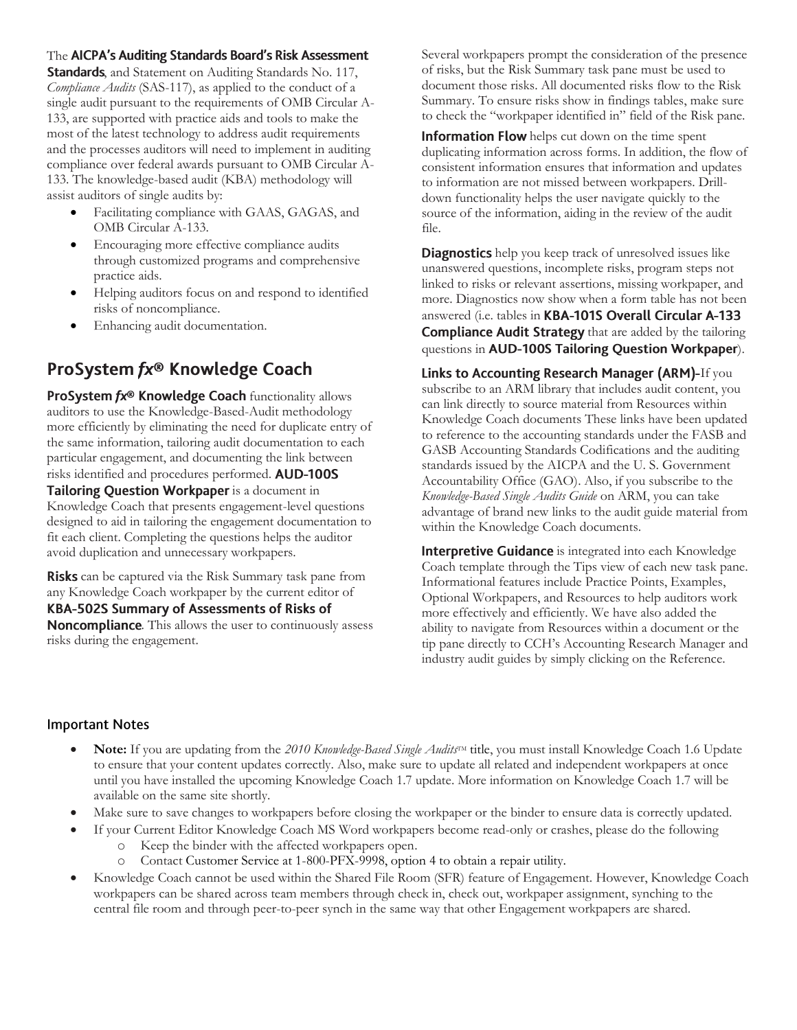The **AICPA's Auditing Standards Board's Risk Assessment Standards**, and Statement on Auditing Standards No. 117, *Compliance Audits* (SAS-117), as applied to the conduct of a single audit pursuant to the requirements of OMB Circular A-133, are supported with practice aids and tools to make the most of the latest technology to address audit requirements and the processes auditors will need to implement in auditing compliance over federal awards pursuant to OMB Circular A-133. The knowledge-based audit (KBA) methodology will assist auditors of single audits by:

- Facilitating compliance with GAAS, GAGAS, and OMB Circular A-133.
- Encouraging more effective compliance audits through customized programs and comprehensive practice aids.
- Helping auditors focus on and respond to identified risks of noncompliance.
- Enhancing audit documentation.

## ProSystem *fx*® Knowledge Coach

**ProSystem *fx*® Knowledge Coach** functionality allows auditors to use the Knowledge-Based-Audit methodology more efficiently by eliminating the need for duplicate entry of the same information, tailoring audit documentation to each particular engagement, and documenting the link between risks identified and procedures performed. **AUD-100S Tailoring Question Workpaper** is a document in Knowledge Coach that presents engagement-level questions designed to aid in tailoring the engagement documentation to fit each client. Completing the questions helps the auditor avoid duplication and unnecessary workpapers.

**Risks** can be captured via the Risk Summary task pane from any Knowledge Coach workpaper by the current editor of **KBA-502S Summary of Assessments of Risks of Noncompliance**. This allows the user to continuously assess risks during the engagement. Several workpapers prompt the consideration of the presence of risks, but the Risk Summary task pane must be used to document those risks. All documented risks flow to the Risk Summary. To ensure risks show in findings tables, make sure to check the "workpaper identified in" field of the Risk pane.

**Information Flow** helps cut down on the time spent duplicating information across forms. In addition, the flow of consistent information ensures that information and updates to information are not missed between workpapers. Drill-down functionality helps the user navigate quickly to the source of the information, aiding in the review of the audit file.

**Diagnostics** help you keep track of unresolved issues like unanswered questions, incomplete risks, program steps not linked to risks or relevant assertions, missing workpaper, and more. Diagnostics now show when a form table has not been answered (i.e. tables in **KBA-101S Overall Circular A-133 Compliance Audit Strategy** that are added by the tailoring questions in **AUD-100S Tailoring Question Workpaper**).

**Links to Accounting Research Manager (ARM)**-If you subscribe to an ARM library that includes audit content, you can link directly to source material from Resources within Knowledge Coach documents These links have been updated to reference to the accounting standards under the FASB and GASB Accounting Standards Codifications and the auditing standards issued by the AICPA and the U. S. Government Accountability Office (GAO). Also, if you subscribe to the *Knowledge-Based Single Audits Guide* on ARM, you can take advantage of brand new links to the audit guide material from within the Knowledge Coach documents.

**Interpretive Guidance** is integrated into each Knowledge Coach template through the Tips view of each new task pane. Informational features include Practice Points, Examples, Optional Workpapers, and Resources to help auditors work more effectively and efficiently. We have also added the ability to navigate from Resources within a document or the tip pane directly to CCH's Accounting Research Manager and industry audit guides by simply clicking on the Reference.

### Important Notes

- **Note:** If you are updating from the *2010 Knowledge-Based Single Audits*™ title, you must install Knowledge Coach 1.6 Update to ensure that your content updates correctly. Also, make sure to update all related and independent workpapers at once until you have installed the upcoming Knowledge Coach 1.7 update. More information on Knowledge Coach 1.7 will be available on the same site shortly.
- Make sure to save changes to workpapers before closing the workpaper or the binder to ensure data is correctly updated.
- If your Current Editor Knowledge Coach MS Word workpapers become read-only or crashes, please do the following
  - Keep the binder with the affected workpapers open.
  - Contact Customer Service at 1-800-PFX-9998, option 4 to obtain a repair utility.
- Knowledge Coach cannot be used within the Shared File Room (SFR) feature of Engagement. However, Knowledge Coach workpapers can be shared across team members through check in, check out, workpaper assignment, synching to the central file room and through peer-to-peer synch in the same way that other Engagement workpapers are shared.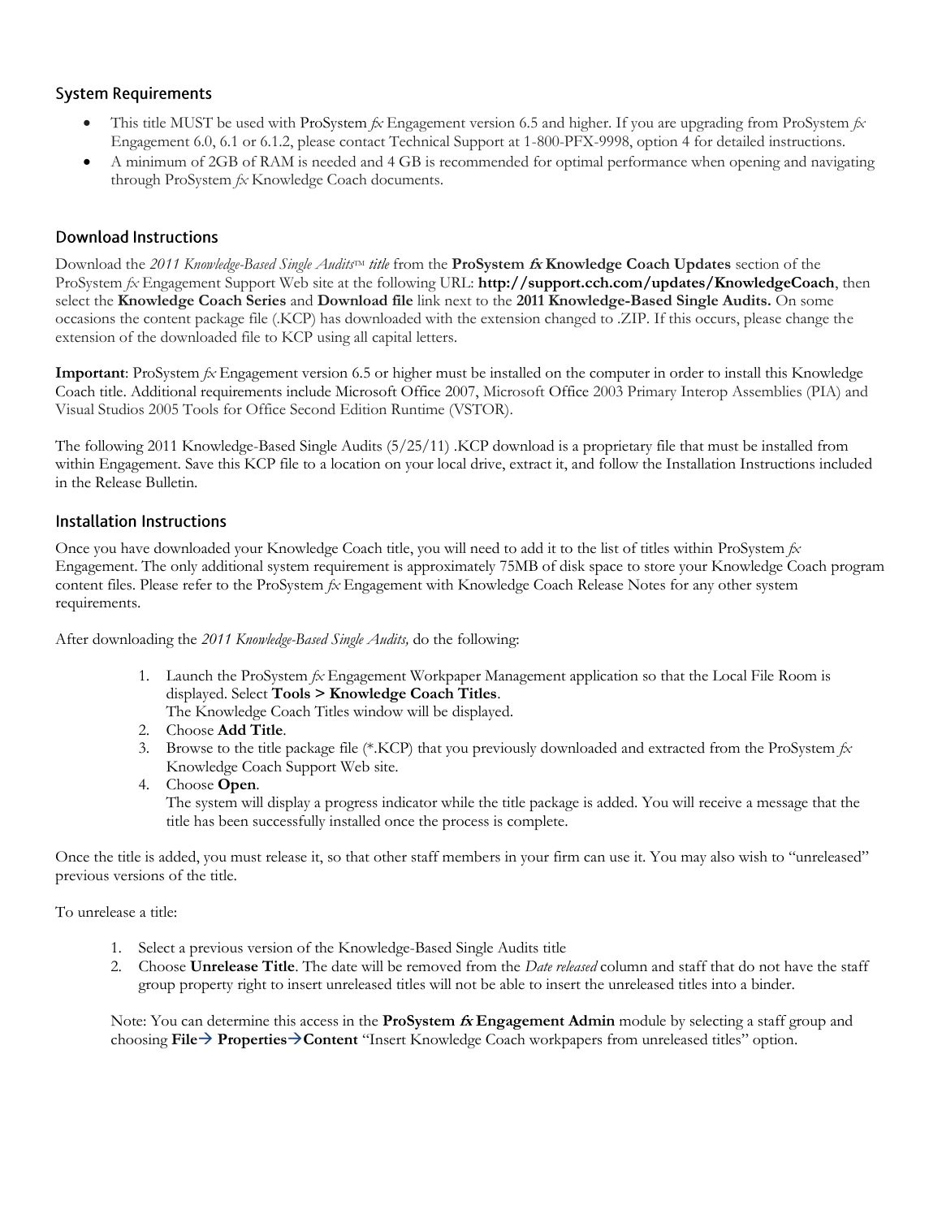## System Requirements

- This title MUST be used with ProSystem *fx* Engagement version 6.5 and higher. If you are upgrading from ProSystem *fx* Engagement 6.0, 6.1 or 6.1.2, please contact Technical Support at 1-800-PFX-9998, option 4 for detailed instructions.
- A minimum of 2GB of RAM is needed and 4 GB is recommended for optimal performance when opening and navigating through ProSystem *fx* Knowledge Coach documents.

## Download Instructions

Download the *2011 Knowledge-Based Single Audits™ title* from the **ProSystem *fx* Knowledge Coach Updates** section of the ProSystem *fx* Engagement Support Web site at the following URL: **http://support.cch.com/updates/KnowledgeCoach**, then select the **Knowledge Coach Series** and **Download file** link next to the **2011 Knowledge-Based Single Audits.** On some occasions the content package file (.KCP) has downloaded with the extension changed to .ZIP. If this occurs, please change the extension of the downloaded file to KCP using all capital letters.

**Important**: ProSystem *fx* Engagement version 6.5 or higher must be installed on the computer in order to install this Knowledge Coach title. Additional requirements include Microsoft Office 2007, Microsoft Office 2003 Primary Interop Assemblies (PIA) and Visual Studios 2005 Tools for Office Second Edition Runtime (VSTOR).

The following 2011 Knowledge-Based Single Audits (5/25/11) .KCP download is a proprietary file that must be installed from within Engagement. Save this KCP file to a location on your local drive, extract it, and follow the Installation Instructions included in the Release Bulletin.

## Installation Instructions

Once you have downloaded your Knowledge Coach title, you will need to add it to the list of titles within ProSystem *fx* Engagement. The only additional system requirement is approximately 75MB of disk space to store your Knowledge Coach program content files. Please refer to the ProSystem *fx* Engagement with Knowledge Coach Release Notes for any other system requirements.

After downloading the *2011 Knowledge-Based Single Audits,* do the following:

1. Launch the ProSystem *fx* Engagement Workpaper Management application so that the Local File Room is displayed. Select **Tools > Knowledge Coach Titles**.
   The Knowledge Coach Titles window will be displayed.
2. Choose **Add Title**.
3. Browse to the title package file (*.KCP) that you previously downloaded and extracted from the ProSystem *fx* Knowledge Coach Support Web site.
4. Choose **Open**.
   The system will display a progress indicator while the title package is added. You will receive a message that the title has been successfully installed once the process is complete.

Once the title is added, you must release it, so that other staff members in your firm can use it. You may also wish to "unreleased" previous versions of the title.

To unrelease a title:

1. Select a previous version of the Knowledge-Based Single Audits title
2. Choose **Unrelease Title**. The date will be removed from the *Date released* column and staff that do not have the staff group property right to insert unreleased titles will not be able to insert the unreleased titles into a binder.

Note: You can determine this access in the **ProSystem *fx* Engagement Admin** module by selecting a staff group and choosing **File→ Properties→Content** "Insert Knowledge Coach workpapers from unreleased titles" option.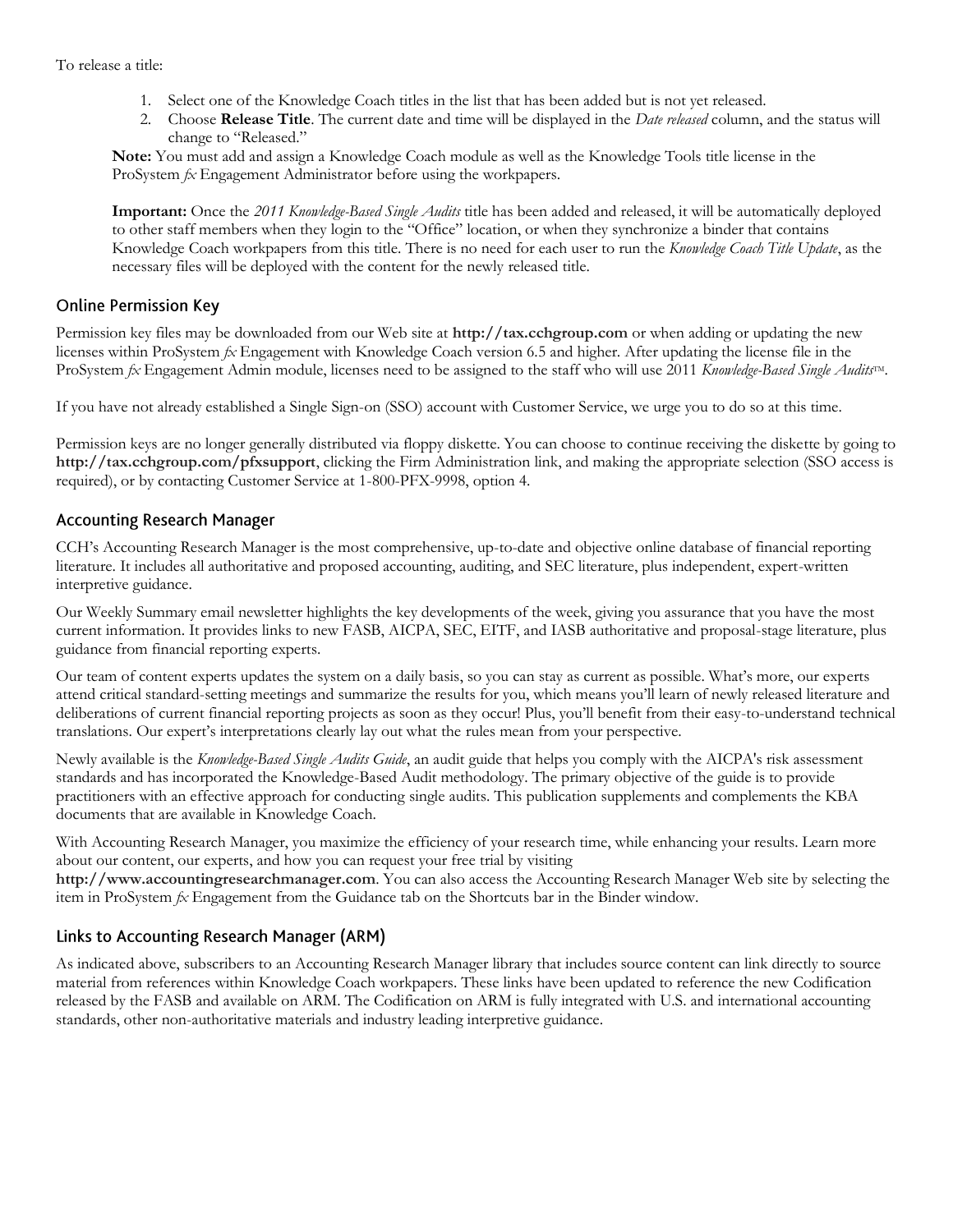To release a title:

1. Select one of the Knowledge Coach titles in the list that has been added but is not yet released.
2. Choose **Release Title**. The current date and time will be displayed in the *Date released* column, and the status will change to "Released."

**Note:** You must add and assign a Knowledge Coach module as well as the Knowledge Tools title license in the ProSystem *fx* Engagement Administrator before using the workpapers.

**Important:** Once the *2011 Knowledge-Based Single Audits* title has been added and released, it will be automatically deployed to other staff members when they login to the "Office" location, or when they synchronize a binder that contains Knowledge Coach workpapers from this title. There is no need for each user to run the *Knowledge Coach Title Update*, as the necessary files will be deployed with the content for the newly released title.

## Online Permission Key

Permission key files may be downloaded from our Web site at **http://tax.cchgroup.com** or when adding or updating the new licenses within ProSystem *fx* Engagement with Knowledge Coach version 6.5 and higher. After updating the license file in the ProSystem *fx* Engagement Admin module, licenses need to be assigned to the staff who will use 2011 *Knowledge-Based Single Audits*™.

If you have not already established a Single Sign-on (SSO) account with Customer Service, we urge you to do so at this time.

Permission keys are no longer generally distributed via floppy diskette. You can choose to continue receiving the diskette by going to **http://tax.cchgroup.com/pfxsupport**, clicking the Firm Administration link, and making the appropriate selection (SSO access is required), or by contacting Customer Service at 1-800-PFX-9998, option 4.

## Accounting Research Manager

CCH's Accounting Research Manager is the most comprehensive, up-to-date and objective online database of financial reporting literature. It includes all authoritative and proposed accounting, auditing, and SEC literature, plus independent, expert-written interpretive guidance.

Our Weekly Summary email newsletter highlights the key developments of the week, giving you assurance that you have the most current information. It provides links to new FASB, AICPA, SEC, EITF, and IASB authoritative and proposal-stage literature, plus guidance from financial reporting experts.

Our team of content experts updates the system on a daily basis, so you can stay as current as possible. What's more, our experts attend critical standard-setting meetings and summarize the results for you, which means you'll learn of newly released literature and deliberations of current financial reporting projects as soon as they occur! Plus, you'll benefit from their easy-to-understand technical translations. Our expert's interpretations clearly lay out what the rules mean from your perspective.

Newly available is the *Knowledge-Based Single Audits Guide*, an audit guide that helps you comply with the AICPA's risk assessment standards and has incorporated the Knowledge-Based Audit methodology. The primary objective of the guide is to provide practitioners with an effective approach for conducting single audits. This publication supplements and complements the KBA documents that are available in Knowledge Coach.

With Accounting Research Manager, you maximize the efficiency of your research time, while enhancing your results. Learn more about our content, our experts, and how you can request your free trial by visiting **http://www.accountingresearchmanager.com**. You can also access the Accounting Research Manager Web site by selecting the item in ProSystem *fx* Engagement from the Guidance tab on the Shortcuts bar in the Binder window.

## Links to Accounting Research Manager (ARM)

As indicated above, subscribers to an Accounting Research Manager library that includes source content can link directly to source material from references within Knowledge Coach workpapers. These links have been updated to reference the new Codification released by the FASB and available on ARM. The Codification on ARM is fully integrated with U.S. and international accounting standards, other non-authoritative materials and industry leading interpretive guidance.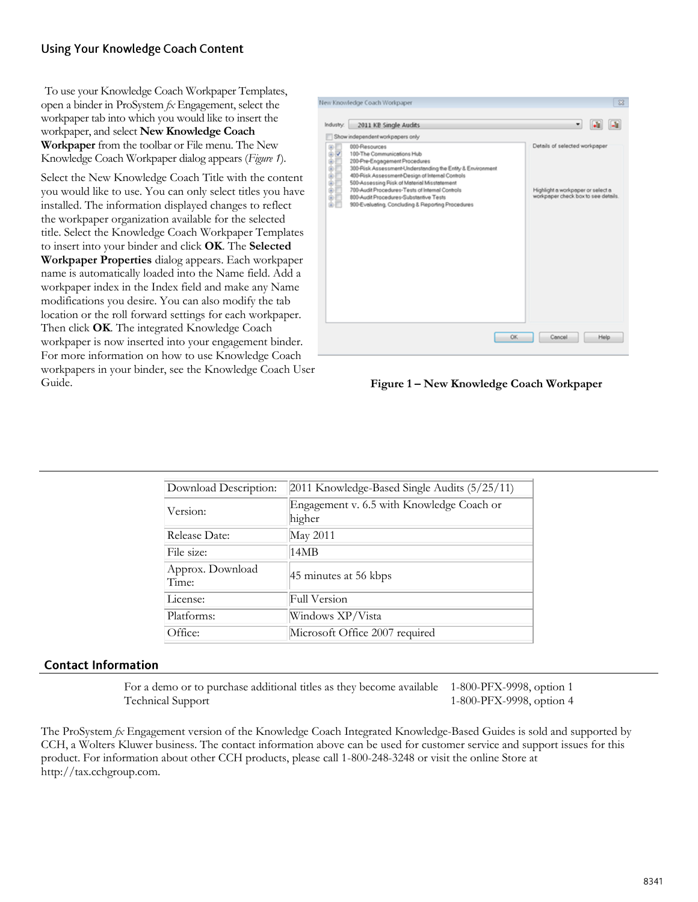## Using Your Knowledge Coach Content

To use your Knowledge Coach Workpaper Templates, open a binder in ProSystem *fx* Engagement, select the workpaper tab into which you would like to insert the workpaper, and select **New Knowledge Coach Workpaper** from the toolbar or File menu. The New Knowledge Coach Workpaper dialog appears (*Figure 1*).

Select the New Knowledge Coach Title with the content you would like to use. You can only select titles you have installed. The information displayed changes to reflect the workpaper organization available for the selected title. Select the Knowledge Coach Workpaper Templates to insert into your binder and click **OK**. The **Selected Workpaper Properties** dialog appears. Each workpaper name is automatically loaded into the Name field. Add a workpaper index in the Index field and make any Name modifications you desire. You can also modify the tab location or the roll forward settings for each workpaper. Then click **OK**. The integrated Knowledge Coach workpaper is now inserted into your engagement binder. For more information on how to use Knowledge Coach workpapers in your binder, see the Knowledge Coach User Guide.

**Figure 1 – New Knowledge Coach Workpaper**

| | |
|---|---|
| Download Description: | 2011 Knowledge-Based Single Audits (5/25/11) |
| Version: | Engagement v. 6.5 with Knowledge Coach or higher |
| Release Date: | May 2011 |
| File size: | 14MB |
| Approx. Download Time: | 45 minutes at 56 kbps |
| License: | Full Version |
| Platforms: | Windows XP/Vista |
| Office: | Microsoft Office 2007 required |

## Contact Information

| | |
|---|---|
| For a demo or to purchase additional titles as they become available | 1-800-PFX-9998, option 1 |
| Technical Support | 1-800-PFX-9998, option 4 |

The ProSystem *fx* Engagement version of the Knowledge Coach Integrated Knowledge-Based Guides is sold and supported by CCH, a Wolters Kluwer business. The contact information above can be used for customer service and support issues for this product. For information about other CCH products, please call 1-800-248-3248 or visit the online Store at http://tax.cchgroup.com.